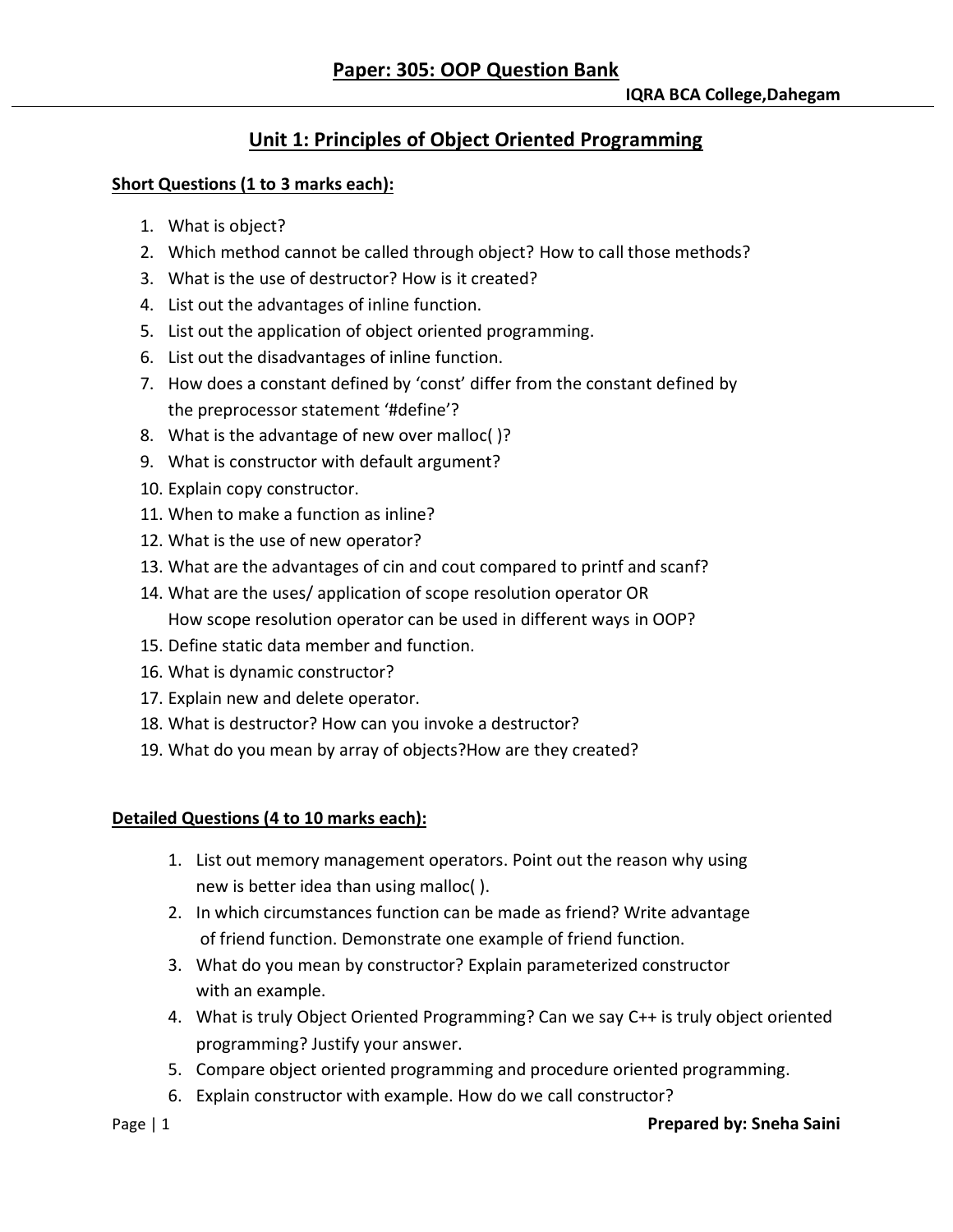# Paper: 305: OOP Question Bank

**IQRA BCA College,Dahegam**

## Unit 1: Principles of Object Oriented Programming

**Short Questions (1 to 3 marks each):**

1. What is object?
2. Which method cannot be called through object? How to call those methods?
3. What is the use of destructor? How is it created?
4. List out the advantages of inline function.
5. List out the application of object oriented programming.
6. List out the disadvantages of inline function.
7. How does a constant defined by 'const' differ from the constant defined by the preprocessor statement '#define'?
8. What is the advantage of new over malloc( )?
9. What is constructor with default argument?
10. Explain copy constructor.
11. When to make a function as inline?
12. What is the use of new operator?
13. What are the advantages of cin and cout compared to printf and scanf?
14. What are the uses/ application of scope resolution operator OR
    How scope resolution operator can be used in different ways in OOP?
15. Define static data member and function.
16. What is dynamic constructor?
17. Explain new and delete operator.
18. What is destructor? How can you invoke a destructor?
19. What do you mean by array of objects?How are they created?

**Detailed Questions (4 to 10 marks each):**

1. List out memory management operators. Point out the reason why using new is better idea than using malloc( ).
2. In which circumstances function can be made as friend? Write advantage of friend function. Demonstrate one example of friend function.
3. What do you mean by constructor? Explain parameterized constructor with an example.
4. What is truly Object Oriented Programming? Can we say C++ is truly object oriented programming? Justify your answer.
5. Compare object oriented programming and procedure oriented programming.
6. Explain constructor with example. How do we call constructor?

**Prepared by: Sneha Saini**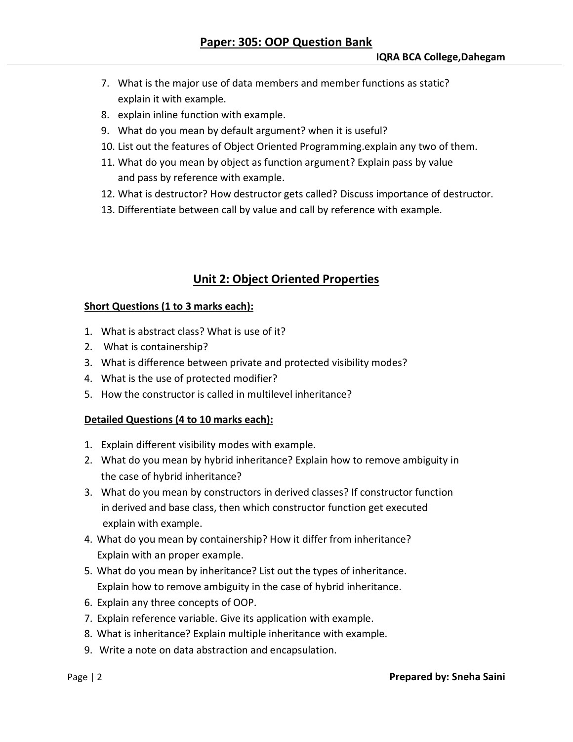7. What is the major use of data members and member functions as static? explain it with example.
8. explain inline function with example.
9. What do you mean by default argument? when it is useful?
10. List out the features of Object Oriented Programming.explain any two of them.
11. What do you mean by object as function argument? Explain pass by value and pass by reference with example.
12. What is destructor? How destructor gets called? Discuss importance of destructor.
13. Differentiate between call by value and call by reference with example.

## Unit 2: Object Oriented Properties

**Short Questions (1 to 3 marks each):**

1. What is abstract class? What is use of it?
2. What is containership?
3. What is difference between private and protected visibility modes?
4. What is the use of protected modifier?
5. How the constructor is called in multilevel inheritance?

**Detailed Questions (4 to 10 marks each):**

1. Explain different visibility modes with example.
2. What do you mean by hybrid inheritance? Explain how to remove ambiguity in the case of hybrid inheritance?
3. What do you mean by constructors in derived classes? If constructor function in derived and base class, then which constructor function get executed explain with example.
4. What do you mean by containership? How it differ from inheritance? Explain with an proper example.
5. What do you mean by inheritance? List out the types of inheritance. Explain how to remove ambiguity in the case of hybrid inheritance.
6. Explain any three concepts of OOP.
7. Explain reference variable. Give its application with example.
8. What is inheritance? Explain multiple inheritance with example.
9. Write a note on data abstraction and encapsulation.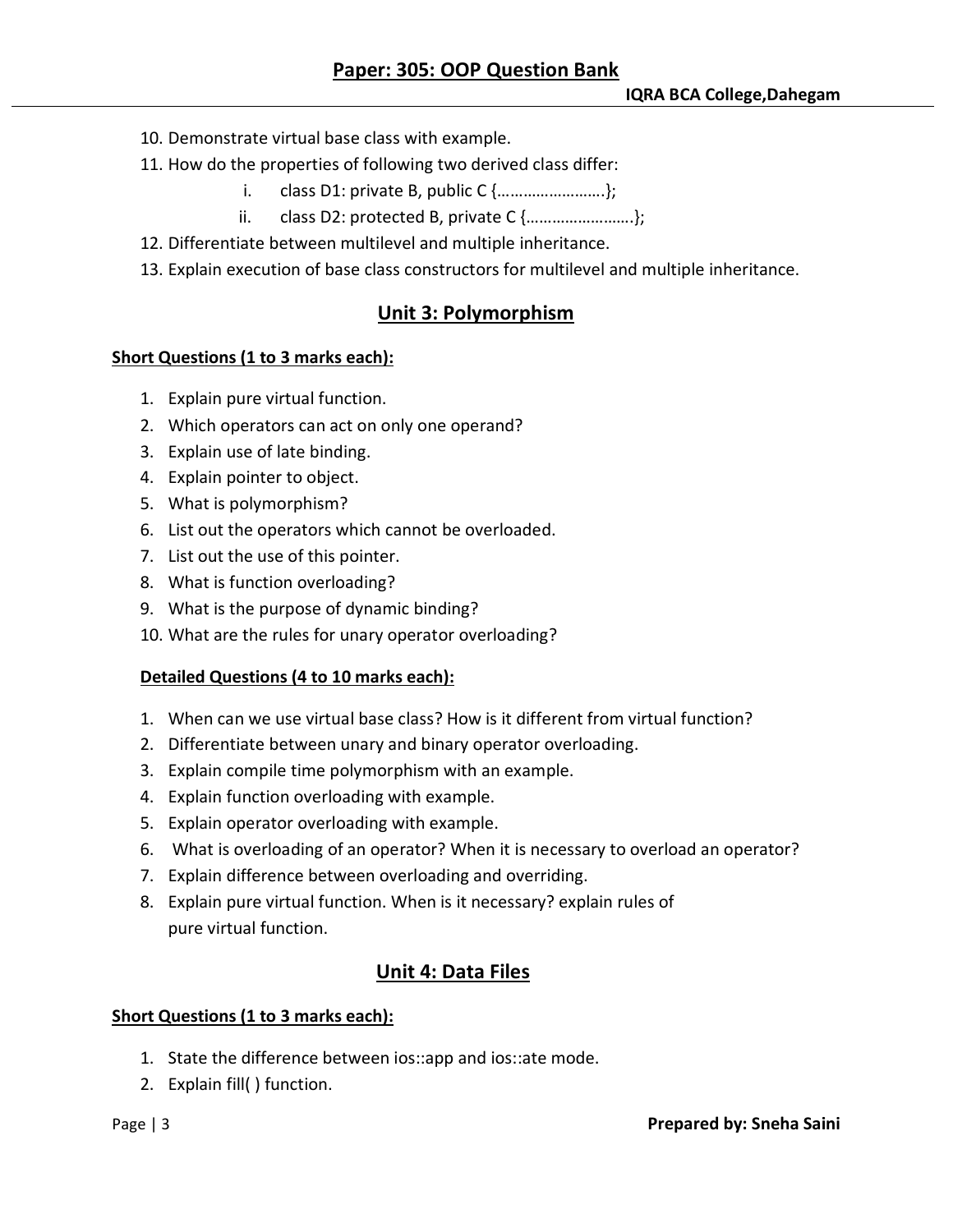10. Demonstrate virtual base class with example.
11. How do the properties of following two derived class differ:
    i. class D1: private B, public C {…………………….};
    ii. class D2: protected B, private C {…………………..};
12. Differentiate between multilevel and multiple inheritance.
13. Explain execution of base class constructors for multilevel and multiple inheritance.

## Unit 3: Polymorphism

**Short Questions (1 to 3 marks each):**

1. Explain pure virtual function.
2. Which operators can act on only one operand?
3. Explain use of late binding.
4. Explain pointer to object.
5. What is polymorphism?
6. List out the operators which cannot be overloaded.
7. List out the use of this pointer.
8. What is function overloading?
9. What is the purpose of dynamic binding?
10. What are the rules for unary operator overloading?

**Detailed Questions (4 to 10 marks each):**

1. When can we use virtual base class? How is it different from virtual function?
2. Differentiate between unary and binary operator overloading.
3. Explain compile time polymorphism with an example.
4. Explain function overloading with example.
5. Explain operator overloading with example.
6. What is overloading of an operator? When it is necessary to overload an operator?
7. Explain difference between overloading and overriding.
8. Explain pure virtual function. When is it necessary? explain rules of pure virtual function.

## Unit 4: Data Files

**Short Questions (1 to 3 marks each):**

1. State the difference between ios::app and ios::ate mode.
2. Explain fill( ) function.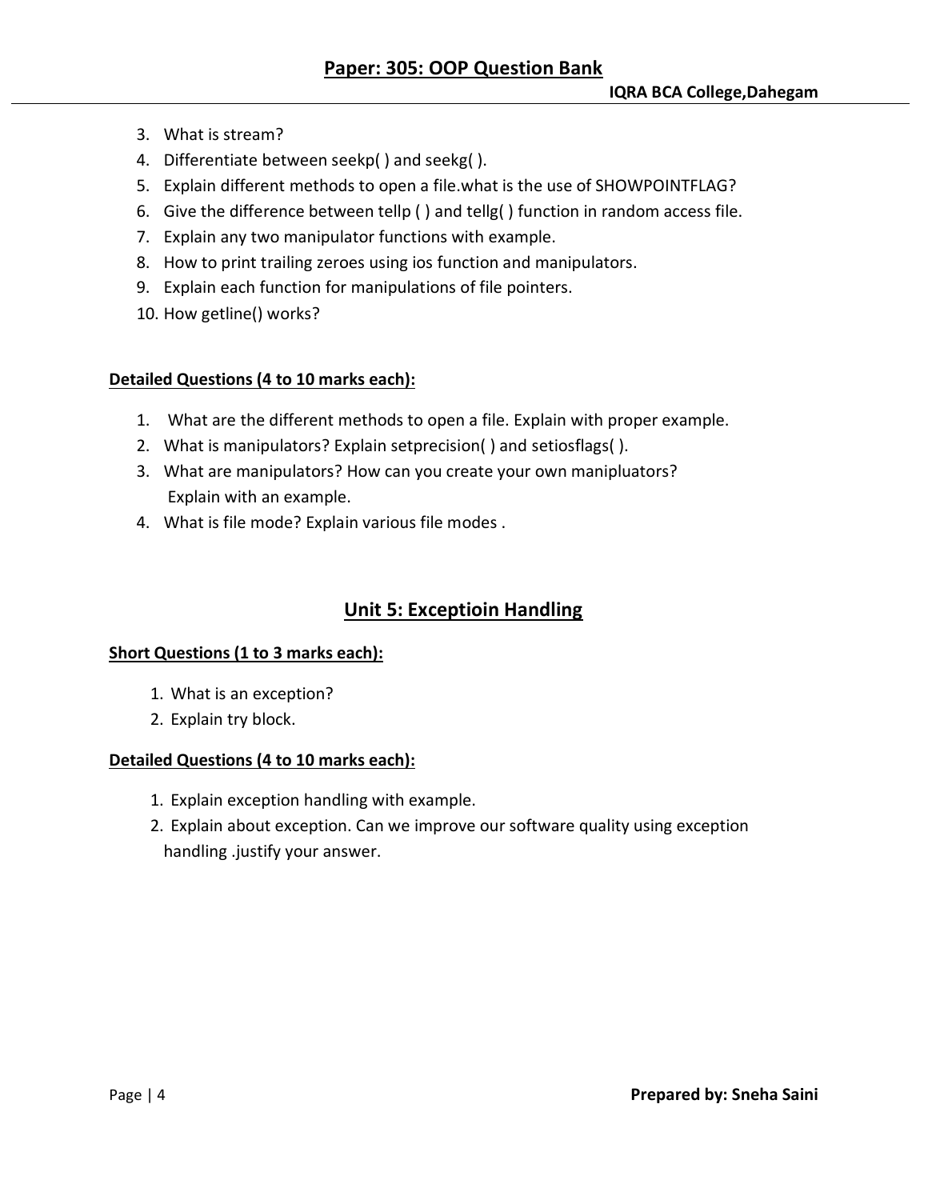3. What is stream?
4. Differentiate between seekp( ) and seekg( ).
5. Explain different methods to open a file.what is the use of SHOWPOINTFLAG?
6. Give the difference between tellp ( ) and tellg( ) function in random access file.
7. Explain any two manipulator functions with example.
8. How to print trailing zeroes using ios function and manipulators.
9. Explain each function for manipulations of file pointers.
10. How getline() works?

**Detailed Questions (4 to 10 marks each):**

1. What are the different methods to open a file. Explain with proper example.
2. What is manipulators? Explain setprecision( ) and setiosflags( ).
3. What are manipulators? How can you create your own manipluators? Explain with an example.
4. What is file mode? Explain various file modes .

## Unit 5: Exceptioin Handling

**Short Questions (1 to 3 marks each):**

1. What is an exception?
2. Explain try block.

**Detailed Questions (4 to 10 marks each):**

1. Explain exception handling with example.
2. Explain about exception. Can we improve our software quality using exception handling .justify your answer.